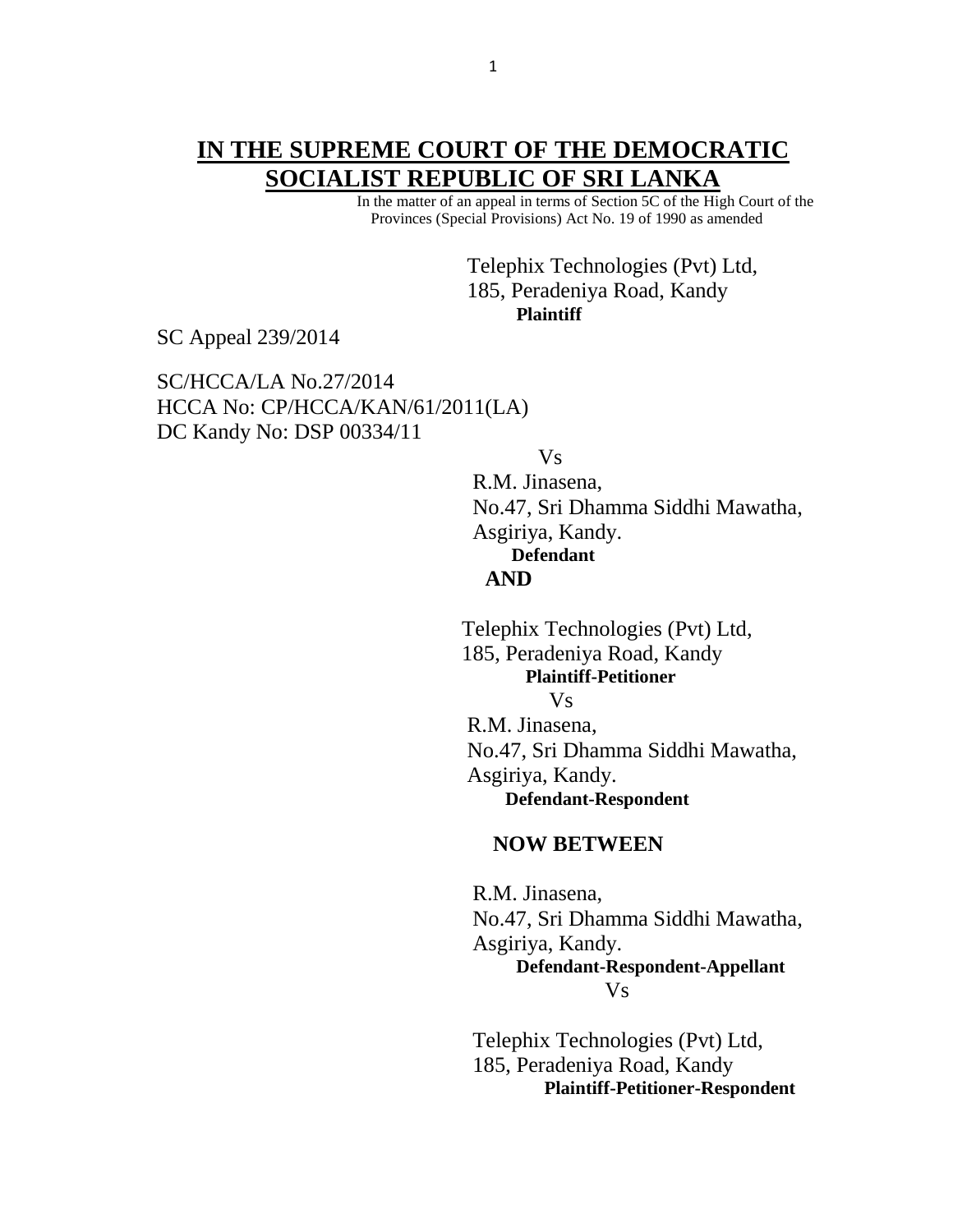# IN THE SUPREME COURT OF THE DEMOCRATIC SOCIALIST REPUBLIC OF SRI LANKA

In the matter of an appeal in terms of Section 5C of the High Court of the Provinces (Special Provisions) Act No. 19 of 1990 as amended

Telephix Technologies (Pvt) Ltd,
185, Peradeniya Road, Kandy
**Plaintiff**

SC Appeal 239/2014

SC/HCCA/LA No.27/2014
HCCA No: CP/HCCA/KAN/61/2011(LA)
DC Kandy No: DSP 00334/11

Vs

R.M. Jinasena,
No.47, Sri Dhamma Siddhi Mawatha,
Asgiriya, Kandy.
**Defendant**

**AND**

Telephix Technologies (Pvt) Ltd,
185, Peradeniya Road, Kandy
**Plaintiff-Petitioner**

Vs

R.M. Jinasena,
No.47, Sri Dhamma Siddhi Mawatha,
Asgiriya, Kandy.
**Defendant-Respondent**

**NOW BETWEEN**

R.M. Jinasena,
No.47, Sri Dhamma Siddhi Mawatha,
Asgiriya, Kandy.
**Defendant-Respondent-Appellant**

Vs

Telephix Technologies (Pvt) Ltd,
185, Peradeniya Road, Kandy
**Plaintiff-Petitioner-Respondent**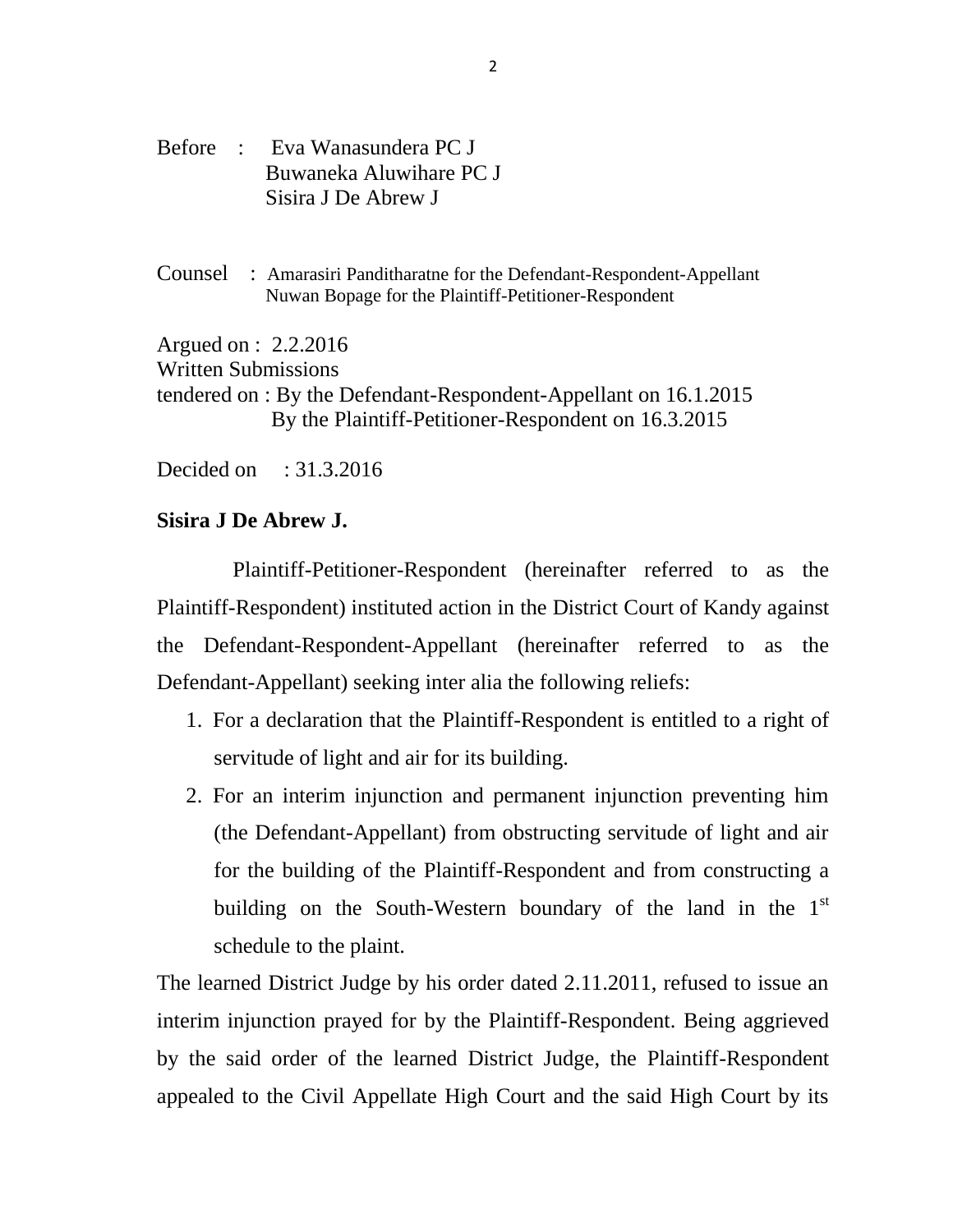Before : Eva Wanasundera PC J
Buwaneka Aluwihare PC J
Sisira J De Abrew J

Counsel : Amarasiri Panditharatne for the Defendant-Respondent-Appellant
Nuwan Bopage for the Plaintiff-Petitioner-Respondent

Argued on : 2.2.2016
Written Submissions
tendered on : By the Defendant-Respondent-Appellant on 16.1.2015
By the Plaintiff-Petitioner-Respondent on 16.3.2015

Decided on : 31.3.2016

**Sisira J De Abrew J.**

Plaintiff-Petitioner-Respondent (hereinafter referred to as the Plaintiff-Respondent) instituted action in the District Court of Kandy against the Defendant-Respondent-Appellant (hereinafter referred to as the Defendant-Appellant) seeking inter alia the following reliefs:

1. For a declaration that the Plaintiff-Respondent is entitled to a right of servitude of light and air for its building.
2. For an interim injunction and permanent injunction preventing him (the Defendant-Appellant) from obstructing servitude of light and air for the building of the Plaintiff-Respondent and from constructing a building on the South-Western boundary of the land in the 1st schedule to the plaint.

The learned District Judge by his order dated 2.11.2011, refused to issue an interim injunction prayed for by the Plaintiff-Respondent. Being aggrieved by the said order of the learned District Judge, the Plaintiff-Respondent appealed to the Civil Appellate High Court and the said High Court by its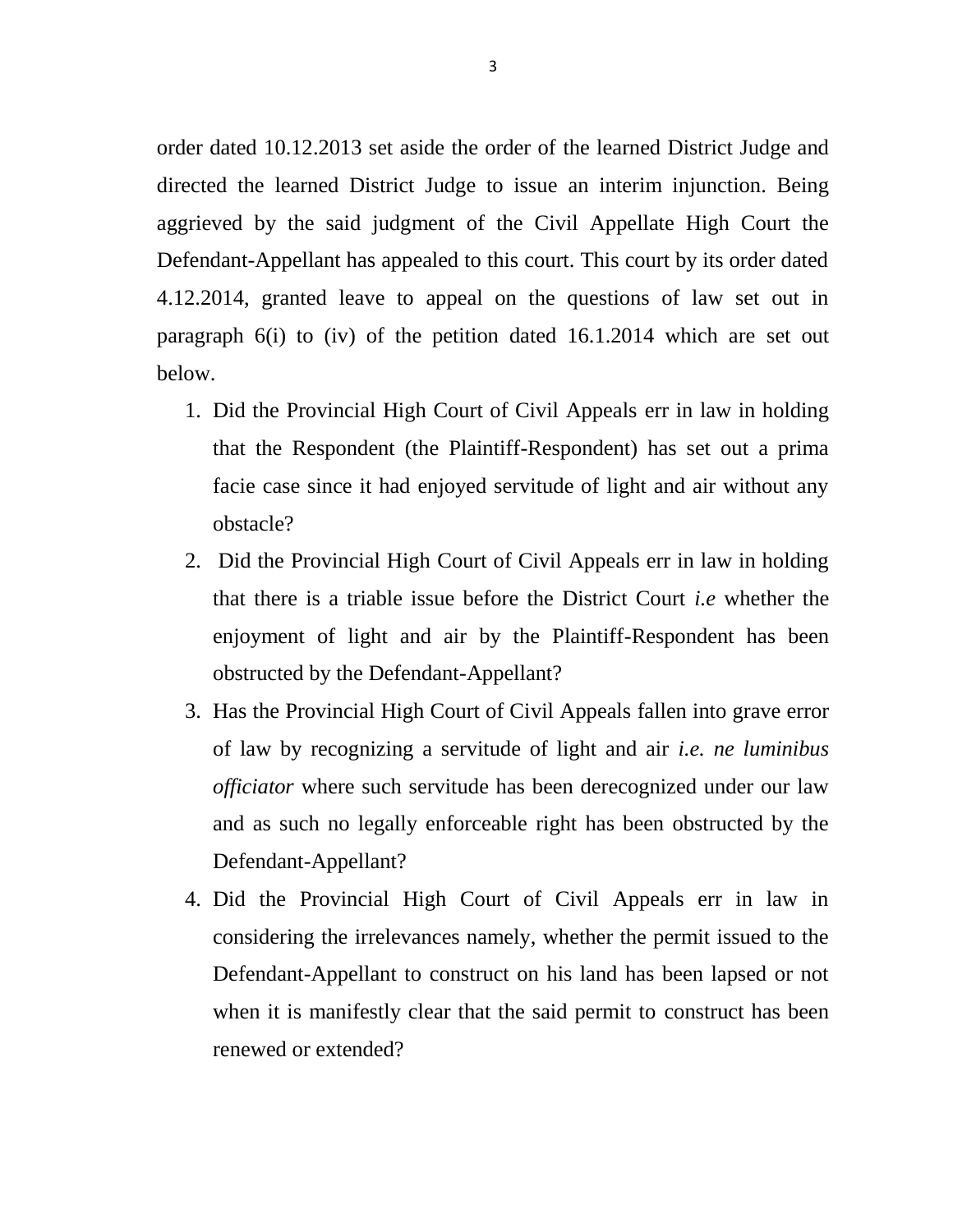order dated 10.12.2013 set aside the order of the learned District Judge and directed the learned District Judge to issue an interim injunction. Being aggrieved by the said judgment of the Civil Appellate High Court the Defendant-Appellant has appealed to this court. This court by its order dated 4.12.2014, granted leave to appeal on the questions of law set out in paragraph 6(i) to (iv) of the petition dated 16.1.2014 which are set out below.

1. Did the Provincial High Court of Civil Appeals err in law in holding that the Respondent (the Plaintiff-Respondent) has set out a prima facie case since it had enjoyed servitude of light and air without any obstacle?
2. Did the Provincial High Court of Civil Appeals err in law in holding that there is a triable issue before the District Court *i.e* whether the enjoyment of light and air by the Plaintiff-Respondent has been obstructed by the Defendant-Appellant?
3. Has the Provincial High Court of Civil Appeals fallen into grave error of law by recognizing a servitude of light and air *i.e. ne luminibus officiator* where such servitude has been derecognized under our law and as such no legally enforceable right has been obstructed by the Defendant-Appellant?
4. Did the Provincial High Court of Civil Appeals err in law in considering the irrelevances namely, whether the permit issued to the Defendant-Appellant to construct on his land has been lapsed or not when it is manifestly clear that the said permit to construct has been renewed or extended?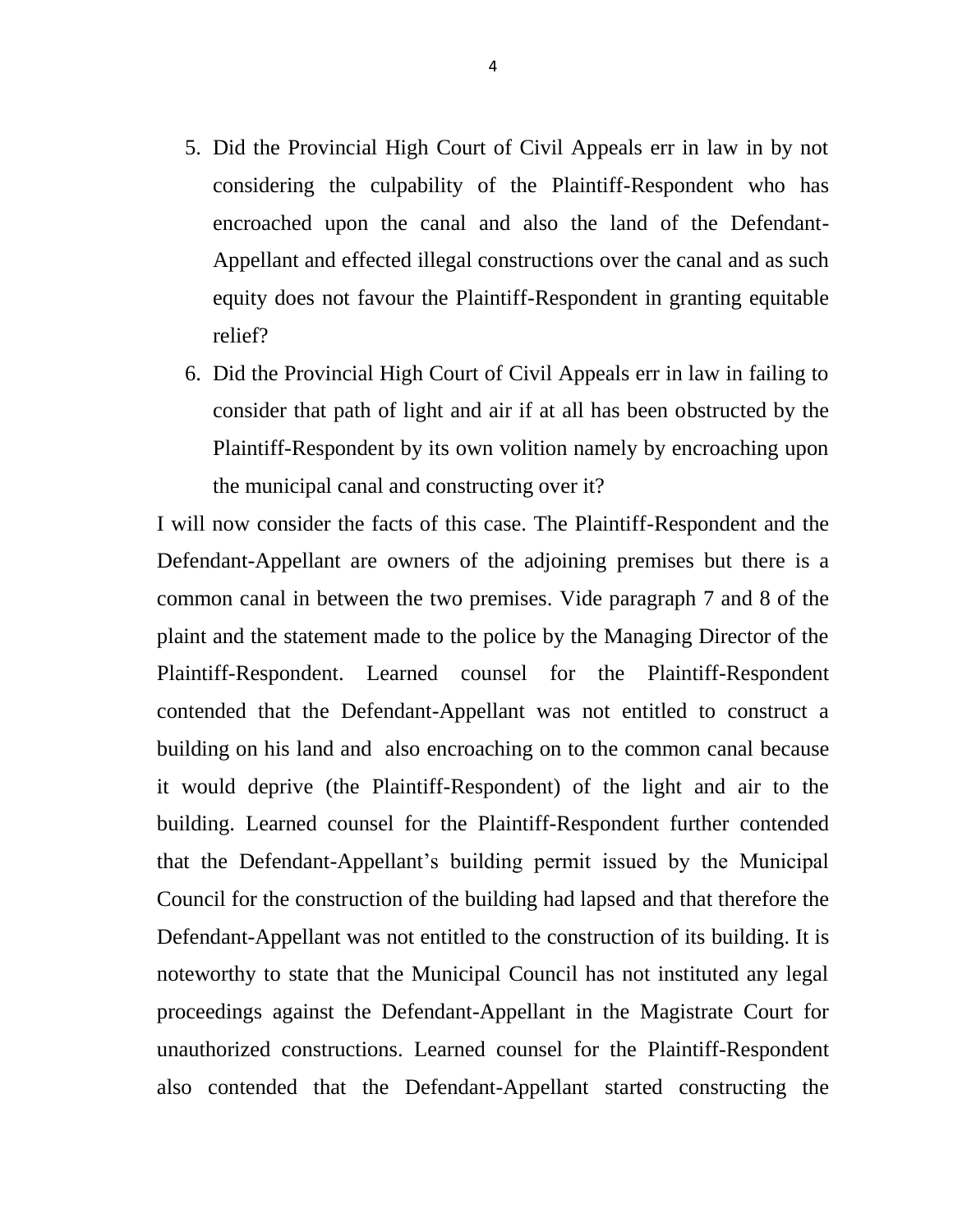5. Did the Provincial High Court of Civil Appeals err in law in by not considering the culpability of the Plaintiff-Respondent who has encroached upon the canal and also the land of the Defendant-Appellant and effected illegal constructions over the canal and as such equity does not favour the Plaintiff-Respondent in granting equitable relief?
6. Did the Provincial High Court of Civil Appeals err in law in failing to consider that path of light and air if at all has been obstructed by the Plaintiff-Respondent by its own volition namely by encroaching upon the municipal canal and constructing over it?

I will now consider the facts of this case. The Plaintiff-Respondent and the Defendant-Appellant are owners of the adjoining premises but there is a common canal in between the two premises. Vide paragraph 7 and 8 of the plaint and the statement made to the police by the Managing Director of the Plaintiff-Respondent. Learned counsel for the Plaintiff-Respondent contended that the Defendant-Appellant was not entitled to construct a building on his land and also encroaching on to the common canal because it would deprive (the Plaintiff-Respondent) of the light and air to the building. Learned counsel for the Plaintiff-Respondent further contended that the Defendant-Appellant's building permit issued by the Municipal Council for the construction of the building had lapsed and that therefore the Defendant-Appellant was not entitled to the construction of its building. It is noteworthy to state that the Municipal Council has not instituted any legal proceedings against the Defendant-Appellant in the Magistrate Court for unauthorized constructions. Learned counsel for the Plaintiff-Respondent also contended that the Defendant-Appellant started constructing the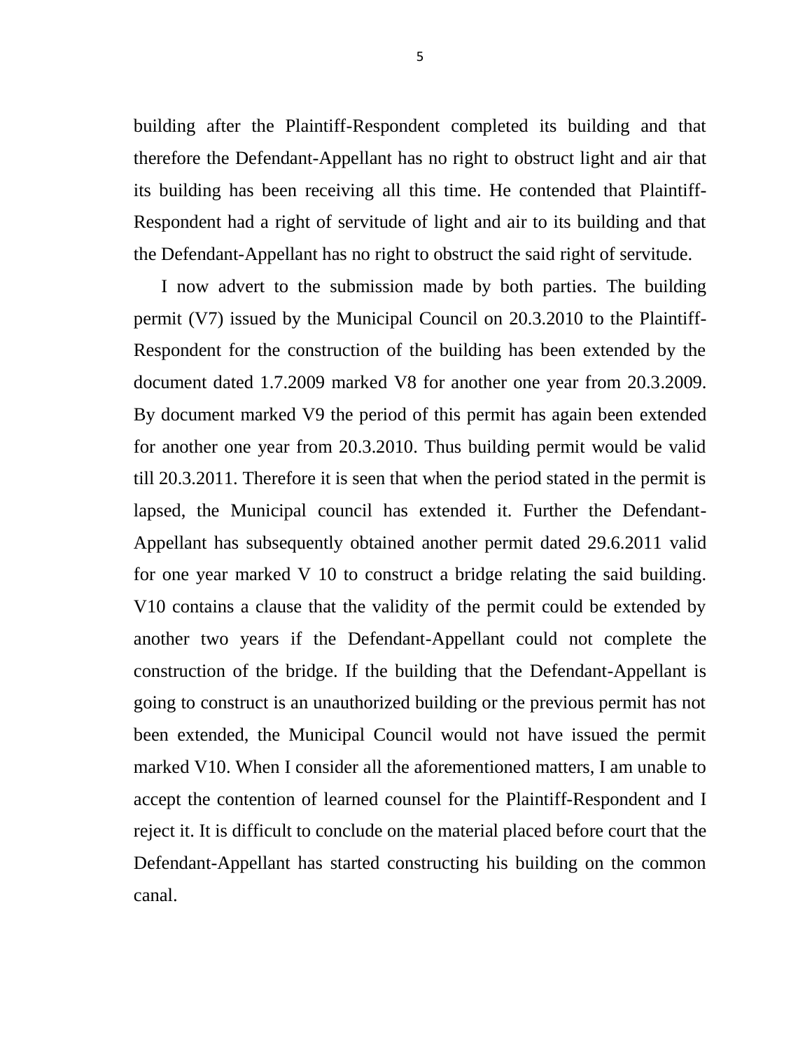building after the Plaintiff-Respondent completed its building and that therefore the Defendant-Appellant has no right to obstruct light and air that its building has been receiving all this time. He contended that Plaintiff-Respondent had a right of servitude of light and air to its building and that the Defendant-Appellant has no right to obstruct the said right of servitude.

I now advert to the submission made by both parties. The building permit (V7) issued by the Municipal Council on 20.3.2010 to the Plaintiff-Respondent for the construction of the building has been extended by the document dated 1.7.2009 marked V8 for another one year from 20.3.2009. By document marked V9 the period of this permit has again been extended for another one year from 20.3.2010. Thus building permit would be valid till 20.3.2011. Therefore it is seen that when the period stated in the permit is lapsed, the Municipal council has extended it. Further the Defendant-Appellant has subsequently obtained another permit dated 29.6.2011 valid for one year marked V 10 to construct a bridge relating the said building. V10 contains a clause that the validity of the permit could be extended by another two years if the Defendant-Appellant could not complete the construction of the bridge. If the building that the Defendant-Appellant is going to construct is an unauthorized building or the previous permit has not been extended, the Municipal Council would not have issued the permit marked V10. When I consider all the aforementioned matters, I am unable to accept the contention of learned counsel for the Plaintiff-Respondent and I reject it. It is difficult to conclude on the material placed before court that the Defendant-Appellant has started constructing his building on the common canal.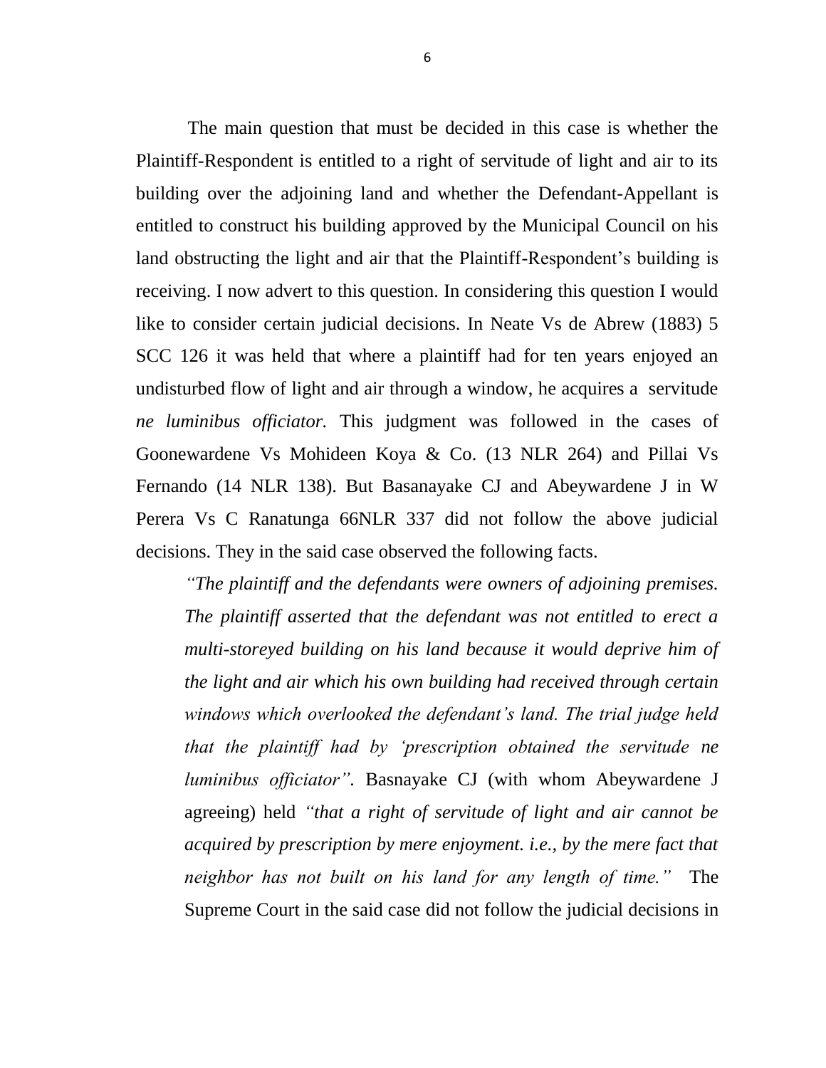The main question that must be decided in this case is whether the Plaintiff-Respondent is entitled to a right of servitude of light and air to its building over the adjoining land and whether the Defendant-Appellant is entitled to construct his building approved by the Municipal Council on his land obstructing the light and air that the Plaintiff-Respondent's building is receiving. I now advert to this question. In considering this question I would like to consider certain judicial decisions. In Neate Vs de Abrew (1883) 5 SCC 126 it was held that where a plaintiff had for ten years enjoyed an undisturbed flow of light and air through a window, he acquires a servitude *ne luminibus officiator.* This judgment was followed in the cases of Goonewardene Vs Mohideen Koya & Co. (13 NLR 264) and Pillai Vs Fernando (14 NLR 138). But Basanayake CJ and Abeywardene J in W Perera Vs C Ranatunga 66NLR 337 did not follow the above judicial decisions. They in the said case observed the following facts.

> *"The plaintiff and the defendants were owners of adjoining premises. The plaintiff asserted that the defendant was not entitled to erect a multi-storeyed building on his land because it would deprive him of the light and air which his own building had received through certain windows which overlooked the defendant's land. The trial judge held that the plaintiff had by 'prescription obtained the servitude ne luminibus officiator".* Basnayake CJ (with whom Abeywardene J agreeing) held *"that a right of servitude of light and air cannot be acquired by prescription by mere enjoyment. i.e., by the mere fact that neighbor has not built on his land for any length of time."* The Supreme Court in the said case did not follow the judicial decisions in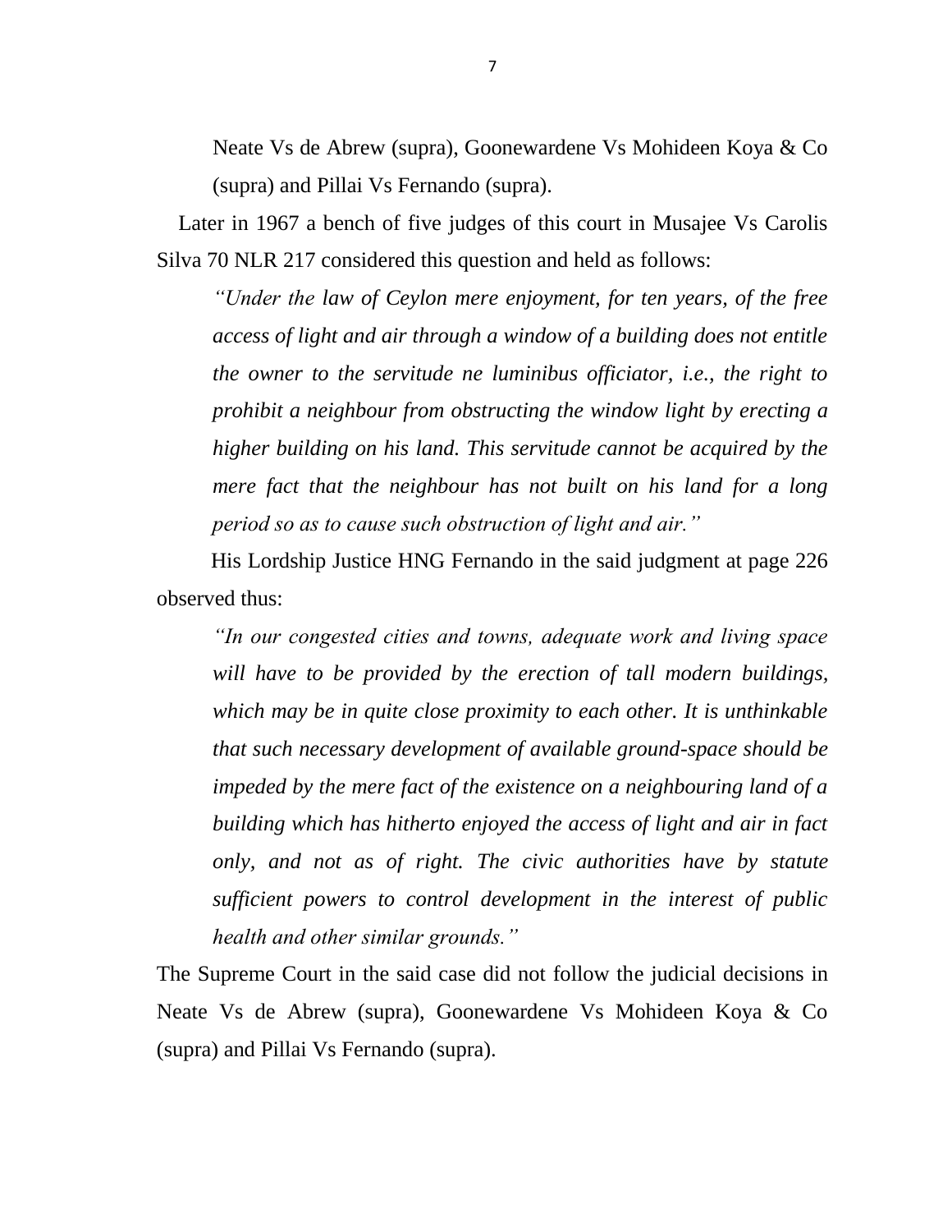Neate Vs de Abrew (supra), Goonewardene Vs Mohideen Koya & Co (supra) and Pillai Vs Fernando (supra).

Later in 1967 a bench of five judges of this court in Musajee Vs Carolis Silva 70 NLR 217 considered this question and held as follows:

> *"Under the law of Ceylon mere enjoyment, for ten years, of the free access of light and air through a window of a building does not entitle the owner to the servitude ne luminibus officiator, i.e., the right to prohibit a neighbour from obstructing the window light by erecting a higher building on his land. This servitude cannot be acquired by the mere fact that the neighbour has not built on his land for a long period so as to cause such obstruction of light and air."*

His Lordship Justice HNG Fernando in the said judgment at page 226 observed thus:

> *"In our congested cities and towns, adequate work and living space will have to be provided by the erection of tall modern buildings, which may be in quite close proximity to each other. It is unthinkable that such necessary development of available ground-space should be impeded by the mere fact of the existence on a neighbouring land of a building which has hitherto enjoyed the access of light and air in fact only, and not as of right. The civic authorities have by statute sufficient powers to control development in the interest of public health and other similar grounds."*

The Supreme Court in the said case did not follow the judicial decisions in Neate Vs de Abrew (supra), Goonewardene Vs Mohideen Koya & Co (supra) and Pillai Vs Fernando (supra).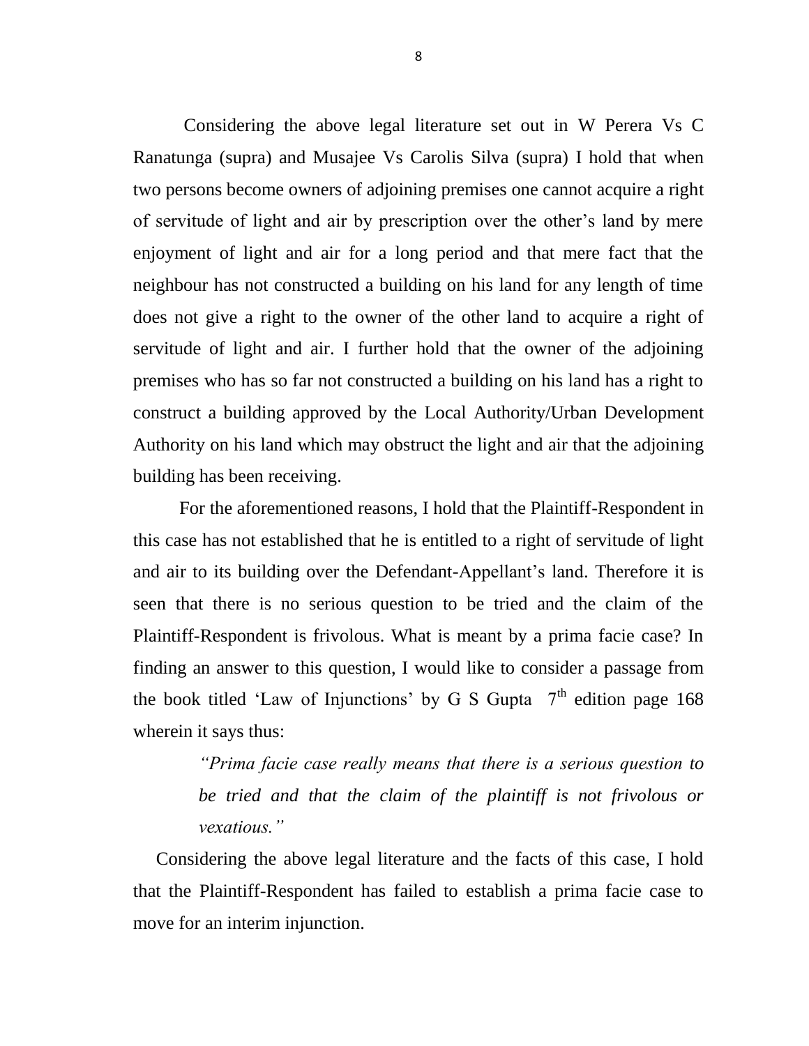Considering the above legal literature set out in W Perera Vs C Ranatunga (supra) and Musajee Vs Carolis Silva (supra) I hold that when two persons become owners of adjoining premises one cannot acquire a right of servitude of light and air by prescription over the other's land by mere enjoyment of light and air for a long period and that mere fact that the neighbour has not constructed a building on his land for any length of time does not give a right to the owner of the other land to acquire a right of servitude of light and air. I further hold that the owner of the adjoining premises who has so far not constructed a building on his land has a right to construct a building approved by the Local Authority/Urban Development Authority on his land which may obstruct the light and air that the adjoining building has been receiving.

For the aforementioned reasons, I hold that the Plaintiff-Respondent in this case has not established that he is entitled to a right of servitude of light and air to its building over the Defendant-Appellant's land. Therefore it is seen that there is no serious question to be tried and the claim of the Plaintiff-Respondent is frivolous. What is meant by a prima facie case? In finding an answer to this question, I would like to consider a passage from the book titled 'Law of Injunctions' by G S Gupta 7th edition page 168 wherein it says thus:

> *"Prima facie case really means that there is a serious question to be tried and that the claim of the plaintiff is not frivolous or vexatious."*

Considering the above legal literature and the facts of this case, I hold that the Plaintiff-Respondent has failed to establish a prima facie case to move for an interim injunction.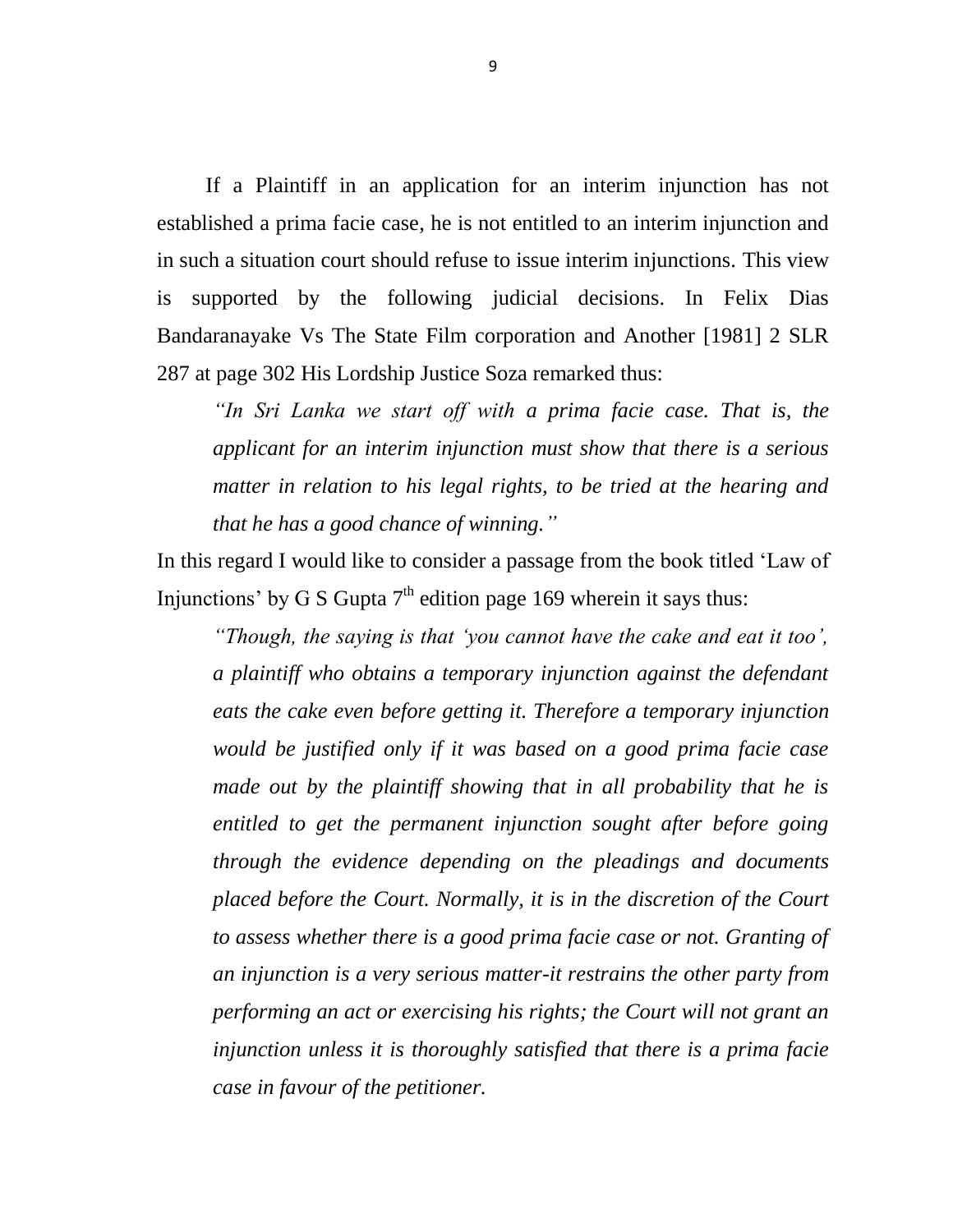If a Plaintiff in an application for an interim injunction has not established a prima facie case, he is not entitled to an interim injunction and in such a situation court should refuse to issue interim injunctions. This view is supported by the following judicial decisions. In Felix Dias Bandaranayake Vs The State Film corporation and Another [1981] 2 SLR 287 at page 302 His Lordship Justice Soza remarked thus:

> *"In Sri Lanka we start off with a prima facie case. That is, the applicant for an interim injunction must show that there is a serious matter in relation to his legal rights, to be tried at the hearing and that he has a good chance of winning."*

In this regard I would like to consider a passage from the book titled 'Law of Injunctions' by G S Gupta 7th edition page 169 wherein it says thus:

> *"Though, the saying is that 'you cannot have the cake and eat it too', a plaintiff who obtains a temporary injunction against the defendant eats the cake even before getting it. Therefore a temporary injunction would be justified only if it was based on a good prima facie case made out by the plaintiff showing that in all probability that he is entitled to get the permanent injunction sought after before going through the evidence depending on the pleadings and documents placed before the Court. Normally, it is in the discretion of the Court to assess whether there is a good prima facie case or not. Granting of an injunction is a very serious matter-it restrains the other party from performing an act or exercising his rights; the Court will not grant an injunction unless it is thoroughly satisfied that there is a prima facie case in favour of the petitioner.*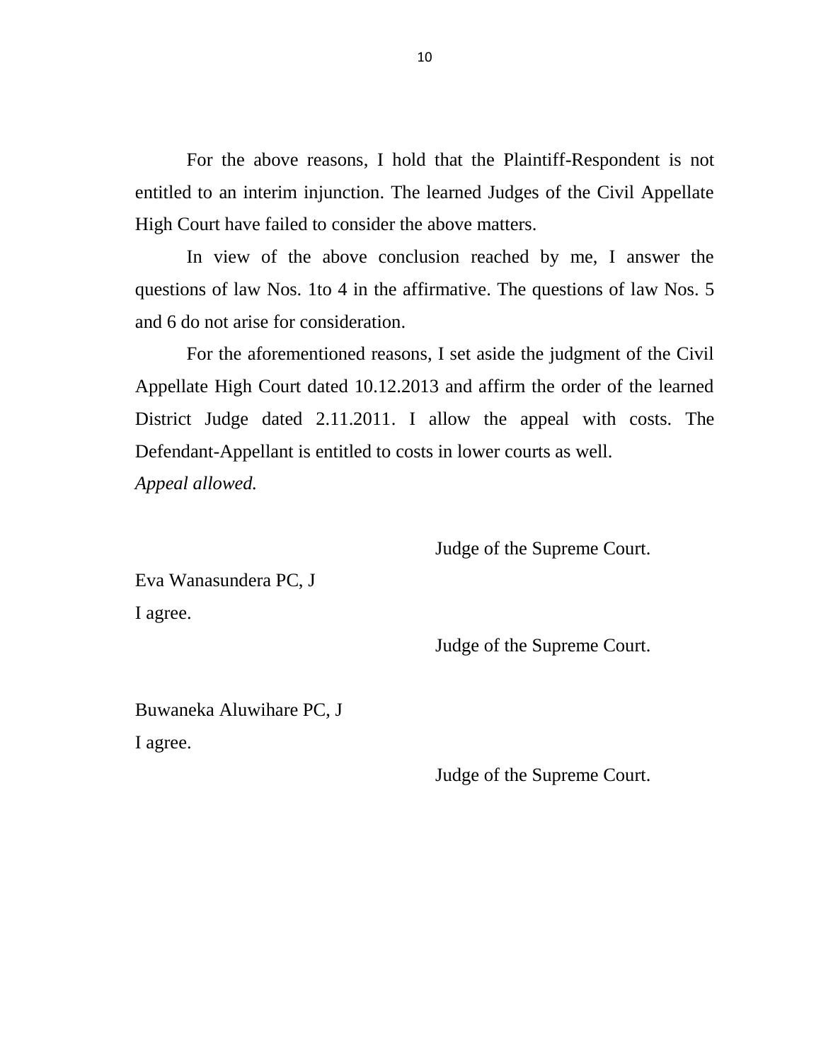For the above reasons, I hold that the Plaintiff-Respondent is not entitled to an interim injunction. The learned Judges of the Civil Appellate High Court have failed to consider the above matters.

In view of the above conclusion reached by me, I answer the questions of law Nos. 1to 4 in the affirmative. The questions of law Nos. 5 and 6 do not arise for consideration.

For the aforementioned reasons, I set aside the judgment of the Civil Appellate High Court dated 10.12.2013 and affirm the order of the learned District Judge dated 2.11.2011. I allow the appeal with costs. The Defendant-Appellant is entitled to costs in lower courts as well.

*Appeal allowed.*

Judge of the Supreme Court.

Eva Wanasundera PC, J

I agree.

Judge of the Supreme Court.

Buwaneka Aluwihare PC, J

I agree.

Judge of the Supreme Court.